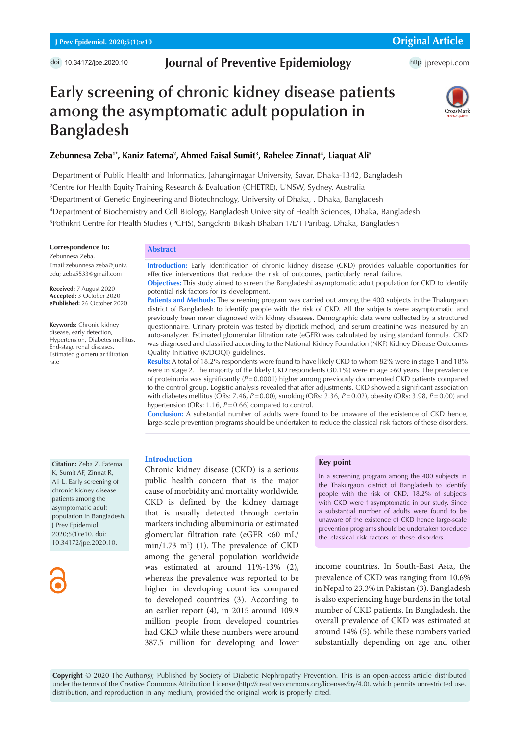Original Article

doi 10.34172/jpe.2020.10

**Journal of Preventive Epidemiology**

# Early screening of chronic kidney disease patients among the asymptomatic adult population in Bangladesh

**Zebunnesa Zeba[1*], Kaniz Fatema[2], Ahmed Faisal Sumit[3], Rahelee Zinnat[4], Liaquat Ali[5]**

[1]Department of Public Health and Informatics, Jahangirnagar University, Savar, Dhaka-1342, Bangladesh
[2]Centre for Health Equity Training Research & Evaluation (CHETRE), UNSW, Sydney, Australia
[3]Department of Genetic Engineering and Biotechnology, University of Dhaka, , Dhaka, Bangladesh
[4]Department of Biochemistry and Cell Biology, Bangladesh University of Health Sciences, Dhaka, Bangladesh
[5]Pothikrit Centre for Health Studies (PCHS), Sangckriti Bikash Bhaban 1/E/1 Paribag, Dhaka, Bangladesh

**Correspondence to:**
Zebunnesa Zeba,
Email:zebunnesa.zeba@juniv.edu; zeba5533@gmail.com

**Received:** 7 August 2020
**Accepted:** 3 October 2020
**ePublished:** 26 October 2020

**Keywords:** Chronic kidney disease, early detection, Hypertension, Diabetes mellitus, End-stage renal diseases, Estimated glomerular filtration rate

## Abstract

**Introduction:** Early identification of chronic kidney disease (CKD) provides valuable opportunities for effective interventions that reduce the risk of outcomes, particularly renal failure.

**Objectives:** This study aimed to screen the Bangladeshi asymptomatic adult population for CKD to identify potential risk factors for its development.

**Patients and Methods:** The screening program was carried out among the 400 subjects in the Thakurgaon district of Bangladesh to identify people with the risk of CKD. All the subjects were asymptomatic and previously been never diagnosed with kidney diseases. Demographic data were collected by a structured questionnaire. Urinary protein was tested by dipstick method, and serum creatinine was measured by an auto-analyzer. Estimated glomerular filtration rate (eGFR) was calculated by using standard formula. CKD was diagnosed and classified according to the National Kidney Foundation (NKF) Kidney Disease Outcomes Quality Initiative (K/DOQI) guidelines.

**Results:** A total of 18.2% respondents were found to have likely CKD to whom 82% were in stage 1 and 18% were in stage 2. The majority of the likely CKD respondents (30.1%) were in age >60 years. The prevalence of proteinuria was significantly ($P$ = 0.0001) higher among previously documented CKD patients compared to the control group. Logistic analysis revealed that after adjustments, CKD showed a significant association with diabetes mellitus (ORs: 7.46, $P$ = 0.00), smoking (ORs: 2.36, $P$ = 0.02), obesity (ORs: 3.98, $P$ = 0.00) and hypertension (ORs: 1.16, $P$ = 0.66) compared to control.

**Conclusion:** A substantial number of adults were found to be unaware of the existence of CKD hence, large-scale prevention programs should be undertaken to reduce the classical risk factors of these disorders.

**Citation:** Zeba Z, Fatema K, Sumit AF, Zinnat R, Ali L. Early screening of chronic kidney disease patients among the asymptomatic adult population in Bangladesh. J Prev Epidemiol. 2020;5(1):e10. doi: 10.34172/jpe.2020.10.

### Key point

In a screening program among the 400 subjects in the Thakurgaon district of Bangladesh to identify people with the risk of CKD, 18.2% of subjects with CKD were f asymptomatic in our study. Since a substantial number of adults were found to be unaware of the existence of CKD hence large-scale prevention programs should be undertaken to reduce the classical risk factors of these disorders.

## Introduction

Chronic kidney disease (CKD) is a serious public health concern that is the major cause of morbidity and mortality worldwide. CKD is defined by the kidney damage that is usually detected through certain markers including albuminuria or estimated glomerular filtration rate (eGFR <60 mL/min/1.73 m$^2$) (1). The prevalence of CKD among the general population worldwide was estimated at around 11%-13% (2), whereas the prevalence was reported to be higher in developing countries compared to developed countries (3). According to an earlier report (4), in 2015 around 109.9 million people from developed countries had CKD while these numbers were around 387.5 million for developing and lower income countries. In South-East Asia, the prevalence of CKD was ranging from 10.6% in Nepal to 23.3% in Pakistan (3). Bangladesh is also experiencing huge burdens in the total number of CKD patients. In Bangladesh, the overall prevalence of CKD was estimated at around 14% (5), while these numbers varied substantially depending on age and other

**Copyright** © 2020 The Author(s); Published by Society of Diabetic Nephropathy Prevention. This is an open-access article distributed under the terms of the Creative Commons Attribution License (http://creativecommons.org/licenses/by/4.0), which permits unrestricted use, distribution, and reproduction in any medium, provided the original work is properly cited.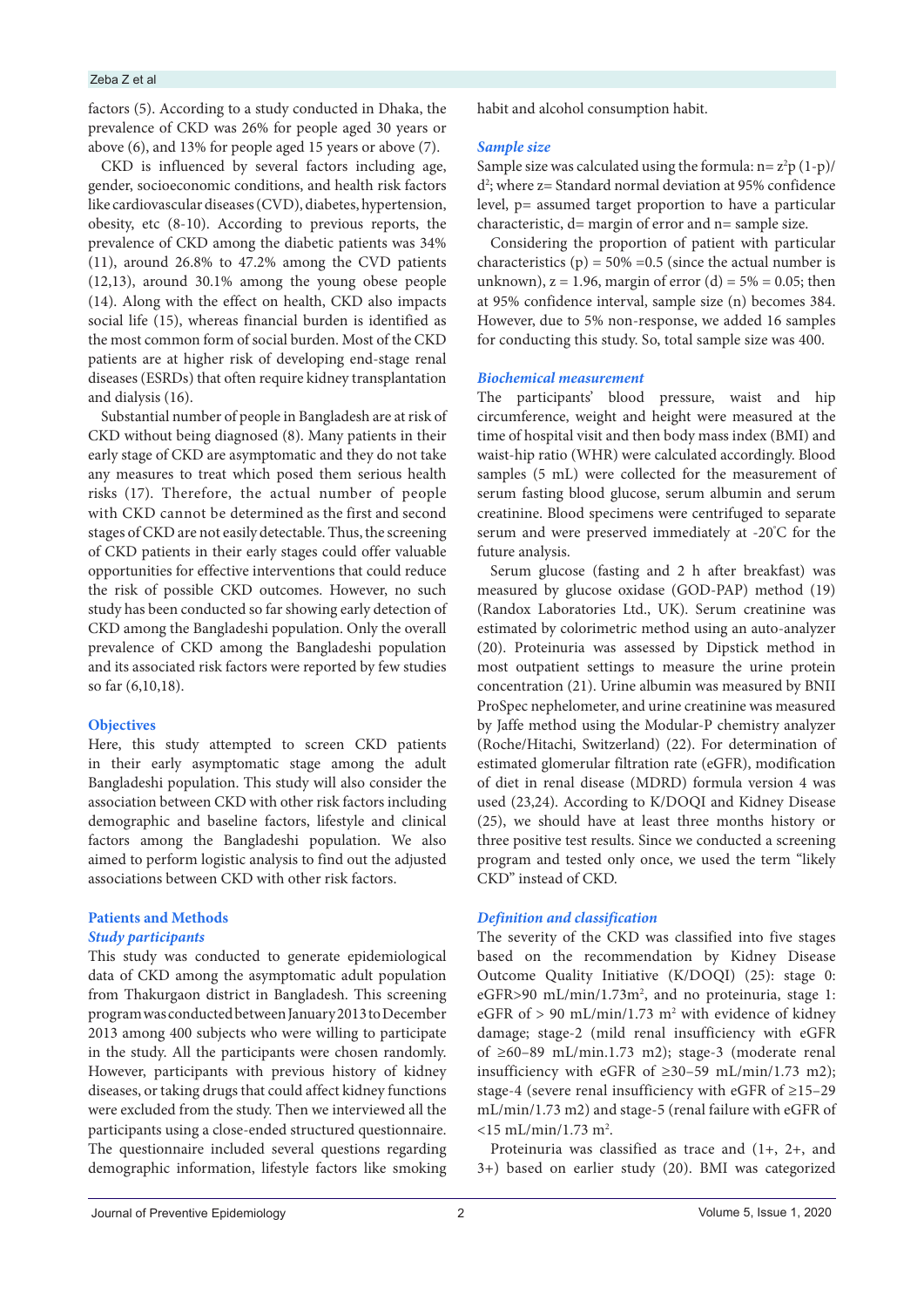factors (5). According to a study conducted in Dhaka, the prevalence of CKD was 26% for people aged 30 years or above (6), and 13% for people aged 15 years or above (7).

CKD is influenced by several factors including age, gender, socioeconomic conditions, and health risk factors like cardiovascular diseases (CVD), diabetes, hypertension, obesity, etc (8-10). According to previous reports, the prevalence of CKD among the diabetic patients was 34% (11), around 26.8% to 47.2% among the CVD patients (12,13), around 30.1% among the young obese people (14). Along with the effect on health, CKD also impacts social life (15), whereas financial burden is identified as the most common form of social burden. Most of the CKD patients are at higher risk of developing end-stage renal diseases (ESRDs) that often require kidney transplantation and dialysis (16).

Substantial number of people in Bangladesh are at risk of CKD without being diagnosed (8). Many patients in their early stage of CKD are asymptomatic and they do not take any measures to treat which posed them serious health risks (17). Therefore, the actual number of people with CKD cannot be determined as the first and second stages of CKD are not easily detectable. Thus, the screening of CKD patients in their early stages could offer valuable opportunities for effective interventions that could reduce the risk of possible CKD outcomes. However, no such study has been conducted so far showing early detection of CKD among the Bangladeshi population. Only the overall prevalence of CKD among the Bangladeshi population and its associated risk factors were reported by few studies so far (6,10,18).

## Objectives

Here, this study attempted to screen CKD patients in their early asymptomatic stage among the adult Bangladeshi population. This study will also consider the association between CKD with other risk factors including demographic and baseline factors, lifestyle and clinical factors among the Bangladeshi population. We also aimed to perform logistic analysis to find out the adjusted associations between CKD with other risk factors.

## Patients and Methods

### *Study participants*

This study was conducted to generate epidemiological data of CKD among the asymptomatic adult population from Thakurgaon district in Bangladesh. This screening program was conducted between January 2013 to December 2013 among 400 subjects who were willing to participate in the study. All the participants were chosen randomly. However, participants with previous history of kidney diseases, or taking drugs that could affect kidney functions were excluded from the study. Then we interviewed all the participants using a close-ended structured questionnaire. The questionnaire included several questions regarding demographic information, lifestyle factors like smoking habit and alcohol consumption habit.

### *Sample size*

Sample size was calculated using the formula: $n= z^2p\,(1-p)/d^2$; where z= Standard normal deviation at 95% confidence level, p= assumed target proportion to have a particular characteristic, d= margin of error and n= sample size.

Considering the proportion of patient with particular characteristics (p) = 50% =0.5 (since the actual number is unknown), z = 1.96, margin of error (d) = 5% = 0.05; then at 95% confidence interval, sample size (n) becomes 384. However, due to 5% non-response, we added 16 samples for conducting this study. So, total sample size was 400.

### *Biochemical measurement*

The participants' blood pressure, waist and hip circumference, weight and height were measured at the time of hospital visit and then body mass index (BMI) and waist-hip ratio (WHR) were calculated accordingly. Blood samples (5 mL) were collected for the measurement of serum fasting blood glucose, serum albumin and serum creatinine. Blood specimens were centrifuged to separate serum and were preserved immediately at -20°C for the future analysis.

Serum glucose (fasting and 2 h after breakfast) was measured by glucose oxidase (GOD-PAP) method (19) (Randox Laboratories Ltd., UK). Serum creatinine was estimated by colorimetric method using an auto-analyzer (20). Proteinuria was assessed by Dipstick method in most outpatient settings to measure the urine protein concentration (21). Urine albumin was measured by BNII ProSpec nephelometer, and urine creatinine was measured by Jaffe method using the Modular-P chemistry analyzer (Roche/Hitachi, Switzerland) (22). For determination of estimated glomerular filtration rate (eGFR), modification of diet in renal disease (MDRD) formula version 4 was used (23,24). According to K/DOQI and Kidney Disease (25), we should have at least three months history or three positive test results. Since we conducted a screening program and tested only once, we used the term "likely CKD" instead of CKD.

### *Definition and classification*

The severity of the CKD was classified into five stages based on the recommendation by Kidney Disease Outcome Quality Initiative (K/DOQI) (25): stage 0: eGFR>90 mL/min/1.73m$^2$, and no proteinuria, stage 1: eGFR of > 90 mL/min/1.73 m$^2$ with evidence of kidney damage; stage-2 (mild renal insufficiency with eGFR of ≥60–89 mL/min.1.73 m2); stage-3 (moderate renal insufficiency with eGFR of ≥30–59 mL/min/1.73 m2); stage-4 (severe renal insufficiency with eGFR of ≥15–29 mL/min/1.73 m2) and stage-5 (renal failure with eGFR of <15 mL/min/1.73 m$^2$.

Proteinuria was classified as trace and (1+, 2+, and 3+) based on earlier study (20). BMI was categorized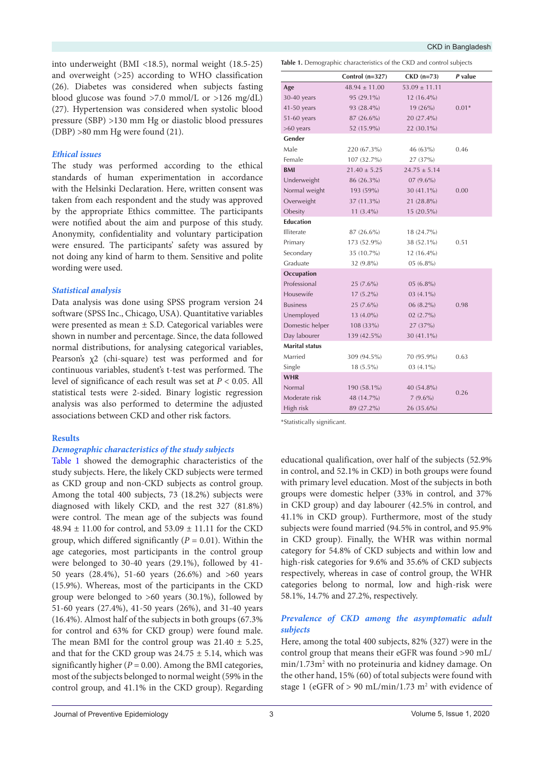into underweight (BMI <18.5), normal weight (18.5-25) and overweight (>25) according to WHO classification (26). Diabetes was considered when subjects fasting blood glucose was found >7.0 mmol/L or >126 mg/dL) (27). Hypertension was considered when systolic blood pressure (SBP) >130 mm Hg or diastolic blood pressures (DBP) >80 mm Hg were found (21).

### *Ethical issues*

The study was performed according to the ethical standards of human experimentation in accordance with the Helsinki Declaration. Here, written consent was taken from each respondent and the study was approved by the appropriate Ethics committee. The participants were notified about the aim and purpose of this study. Anonymity, confidentiality and voluntary participation were ensured. The participants' safety was assured by not doing any kind of harm to them. Sensitive and polite wording were used.

### *Statistical analysis*

Data analysis was done using SPSS program version 24 software (SPSS Inc., Chicago, USA). Quantitative variables were presented as mean ± S.D. Categorical variables were shown in number and percentage. Since, the data followed normal distributions, for analysing categorical variables, Pearson's $\chi 2$ (chi-square) test was performed and for continuous variables, student's t-test was performed. The level of significance of each result was set at $P < 0.05$. All statistical tests were 2-sided. Binary logistic regression analysis was also performed to determine the adjusted associations between CKD and other risk factors.

## Results

### *Demographic characteristics of the study subjects*

Table 1 showed the demographic characteristics of the study subjects. Here, the likely CKD subjects were termed as CKD group and non-CKD subjects as control group. Among the total 400 subjects, 73 (18.2%) subjects were diagnosed with likely CKD, and the rest 327 (81.8%) were control. The mean age of the subjects was found 48.94 ± 11.00 for control, and 53.09 ± 11.11 for the CKD group, which differed significantly ($P = 0.01$). Within the age categories, most participants in the control group were belonged to 30-40 years (29.1%), followed by 41-50 years (28.4%), 51-60 years (26.6%) and >60 years (15.9%). Whereas, most of the participants in the CKD group were belonged to >60 years (30.1%), followed by 51-60 years (27.4%), 41-50 years (26%), and 31-40 years (16.4%). Almost half of the subjects in both groups (67.3% for control and 63% for CKD group) were found male. The mean BMI for the control group was 21.40 ± 5.25, and that for the CKD group was 24.75 ± 5.14, which was significantly higher ($P = 0.00$). Among the BMI categories, most of the subjects belonged to normal weight (59% in the control group, and 41.1% in the CKD group). Regarding educational qualification, over half of the subjects (52.9% in control, and 52.1% in CKD) in both groups were found with primary level education. Most of the subjects in both groups were domestic helper (33% in control, and 37% in CKD group) and day labourer (42.5% in control, and 41.1% in CKD group). Furthermore, most of the study subjects were found married (94.5% in control, and 95.9% in CKD group). Finally, the WHR was within normal category for 54.8% of CKD subjects and within low and high-risk categories for 9.6% and 35.6% of CKD subjects respectively, whereas in case of control group, the WHR categories belong to normal, low and high-risk were 58.1%, 14.7% and 27.2%, respectively.

**Table 1.** Demographic characteristics of the CKD and control subjects

| | Control (n=327) | CKD (n=73) | *P* value |
|---|---|---|---|
| **Age** | 48.94 ± 11.00 | 53.09 ± 11.11 | |
| 30-40 years | 95 (29.1%) | 12 (16.4%) | |
| 41-50 years | 93 (28.4%) | 19 (26%) | 0.01* |
| 51-60 years | 87 (26.6%) | 20 (27.4%) | |
| >60 years | 52 (15.9%) | 22 (30.1%) | |
| **Gender** | | | |
| Male | 220 (67.3%) | 46 (63%) | 0.46 |
| Female | 107 (32.7%) | 27 (37%) | |
| **BMI** | 21.40 ± 5.25 | 24.75 ± 5.14 | |
| Underweight | 86 (26.3%) | 07 (9.6%) | |
| Normal weight | 193 (59%) | 30 (41.1%) | 0.00 |
| Overweight | 37 (11.3%) | 21 (28.8%) | |
| Obesity | 11 (3.4%) | 15 (20.5%) | |
| **Education** | | | |
| Illiterate | 87 (26.6%) | 18 (24.7%) | |
| Primary | 173 (52.9%) | 38 (52.1%) | 0.51 |
| Secondary | 35 (10.7%) | 12 (16.4%) | |
| Graduate | 32 (9.8%) | 05 (6.8%) | |
| **Occupation** | | | |
| Professional | 25 (7.6%) | 05 (6.8%) | |
| Housewife | 17 (5.2%) | 03 (4.1%) | |
| Business | 25 (7.6%) | 06 (8.2%) | 0.98 |
| Unemployed | 13 (4.0%) | 02 (2.7%) | |
| Domestic helper | 108 (33%) | 27 (37%) | |
| Day labourer | 139 (42.5%) | 30 (41.1%) | |
| **Marital status** | | | |
| Married | 309 (94.5%) | 70 (95.9%) | 0.63 |
| Single | 18 (5.5%) | 03 (4.1%) | |
| **WHR** | | | |
| Normal | 190 (58.1%) | 40 (54.8%) | |
| Moderate risk | 48 (14.7%) | 7 (9.6%) | 0.26 |
| High risk | 89 (27.2%) | 26 (35.6%) | |

*Statistically significant.

### *Prevalence of CKD among the asymptomatic adult subjects*

Here, among the total 400 subjects, 82% (327) were in the control group that means their eGFR was found >90 mL/min/1.73m$^2$ with no proteinuria and kidney damage. On the other hand, 15% (60) of total subjects were found with stage 1 (eGFR of > 90 mL/min/1.73 m$^2$ with evidence of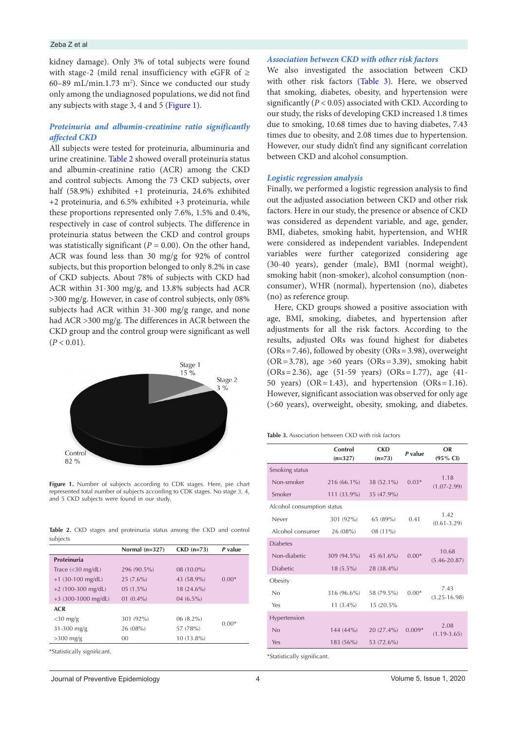kidney damage). Only 3% of total subjects were found with stage-2 (mild renal insufficiency with eGFR of ≥ 60–89 mL/min.1.73 m$^2$). Since we conducted our study only among the undiagnosed populations, we did not find any subjects with stage 3, 4 and 5 (Figure 1).

### *Proteinuria and albumin-creatinine ratio significantly affected CKD*

All subjects were tested for proteinuria, albuminuria and urine creatinine. Table 2 showed overall proteinuria status and albumin-creatinine ratio (ACR) among the CKD and control subjects. Among the 73 CKD subjects, over half (58.9%) exhibited +1 proteinuria, 24.6% exhibited +2 proteinuria, and 6.5% exhibited +3 proteinuria, while these proportions represented only 7.6%, 1.5% and 0.4%, respectively in case of control subjects. The difference in proteinuria status between the CKD and control groups was statistically significant ($P$ = 0.00). On the other hand, ACR was found less than 30 mg/g for 92% of control subjects, but this proportion belonged to only 8.2% in case of CKD subjects. About 78% of subjects with CKD had ACR within 31-300 mg/g, and 13.8% subjects had ACR >300 mg/g. However, in case of control subjects, only 08% subjects had ACR within 31-300 mg/g range, and none had ACR >300 mg/g. The differences in ACR between the CKD group and the control group were significant as well ($P$ < 0.01).

Figure 1. Number of subjects according to CDK stages. Here, pie chart represented total number of subjects according to CDK stages. No stage 3, 4, and 5 CKD subjects were found in our study.

Table 2. CKD stages and proteinuria status among the CKD and control subjects

| | Normal (n=327) | CKD (n=73) | *P* value |
|---|---|---|---|
| **Proteinuria** | | | |
| Trace (<30 mg/dL) | 296 (90.5%) | 08 (10.0%) | 0.00* |
| +1 (30-100 mg/dL) | 25 (7.6%) | 43 (58.9%) | |
| +2 (100-300 mg/dL) | 05 (1.5%) | 18 (24.6%) | |
| +3 (300-1000 mg/dL) | 01 (0.4%) | 04 (6.5%) | |
| **ACR** | | | |
| <30 mg/g | 301 (92%) | 06 (8.2%) | 0.00* |
| 31-300 mg/g | 26 (08%) | 57 (78%) | |
| >300 mg/g | 00 | 10 (13.8%) | |

*Statistically significant.

### *Association between CKD with other risk factors*

We also investigated the association between CKD with other risk factors (Table 3). Here, we observed that smoking, diabetes, obesity, and hypertension were significantly ($P$ < 0.05) associated with CKD. According to our study, the risks of developing CKD increased 1.8 times due to smoking, 10.68 times due to having diabetes, 7.43 times due to obesity, and 2.08 times due to hypertension. However, our study didn't find any significant correlation between CKD and alcohol consumption.

### *Logistic regression analysis*

Finally, we performed a logistic regression analysis to find out the adjusted association between CKD and other risk factors. Here in our study, the presence or absence of CKD was considered as dependent variable, and age, gender, BMI, diabetes, smoking habit, hypertension, and WHR were considered as independent variables. Independent variables were further categorized considering age (30-40 years), gender (male), BMI (normal weight), smoking habit (non-smoker), alcohol consumption (non-consumer), WHR (normal), hypertension (no), diabetes (no) as reference group.

Here, CKD groups showed a positive association with age, BMI, smoking, diabetes, and hypertension after adjustments for all the risk factors. According to the results, adjusted ORs was found highest for diabetes (ORs = 7.46), followed by obesity (ORs = 3.98), overweight (OR = 3.78), age >60 years (ORs = 3.39), smoking habit (ORs = 2.36), age (51-59 years) (ORs = 1.77), age (41-50 years) (OR = 1.43), and hypertension (ORs = 1.16). However, significant association was observed for only age (>60 years), overweight, obesity, smoking, and diabetes.

Table 3. Association between CKD with risk factors

| | Control (n=327) | CKD (n=73) | *P* value | OR (95% CI) |
|---|---|---|---|---|
| Smoking status | | | | |
| Non-smoker | 216 (66.1%) | 38 (52.1%) | 0.03* | 1.18 (1.07-2.99) |
| Smoker | 111 (33.9%) | 35 (47.9%) | | |
| Alcohol consumption status | | | | |
| Never | 301 (92%) | 65 (89%) | 0.41 | 1.42 (0.61-3.29) |
| Alcohol consumer | 26 (08%) | 08 (11%) | | |
| Diabetes | | | | |
| Non-diabetic | 309 (94.5%) | 45 (61.6%) | 0.00* | 10.68 (5.46-20.87) |
| Diabetic | 18 (5.5%) | 28 (38.4%) | | |
| Obesity | | | | |
| No | 316 (96.6%) | 58 (79.5%) | 0.00* | 7.43 (3.25-16.98) |
| Yes | 11 (3.4%) | 15 (20.5% | | |
| Hypertension | | | | |
| No | 144 (44%) | 20 (27.4%) | 0.009* | 2.08 (1.19-3.65) |
| Yes | 183 (56%) | 53 (72.6%) | | |

*Statistically significant.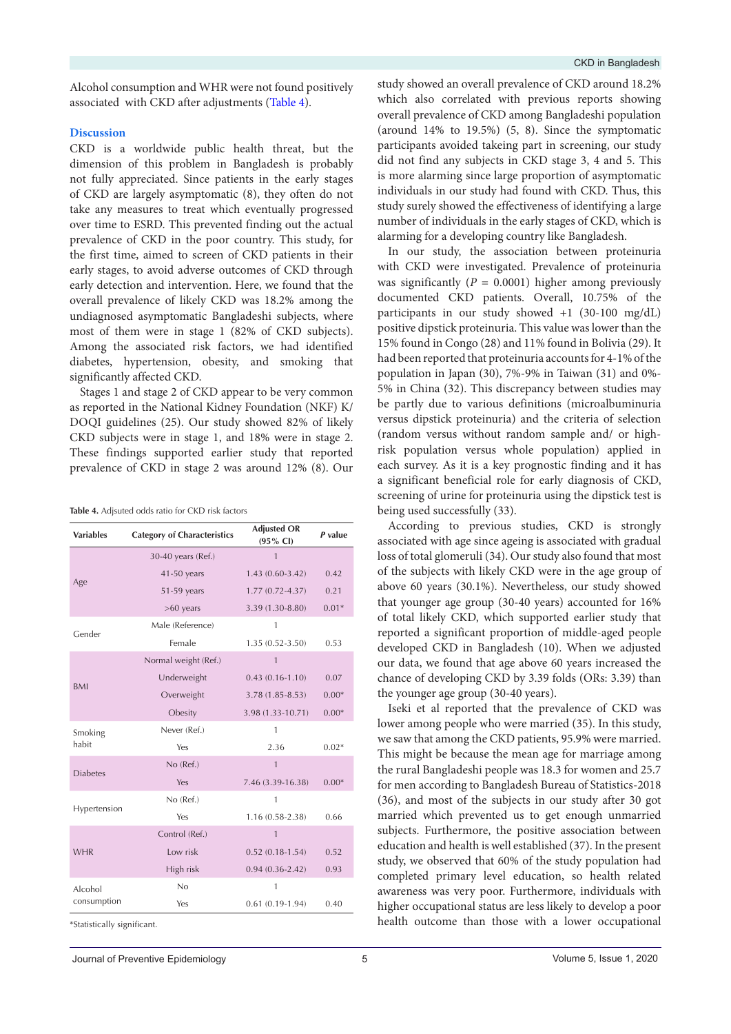Alcohol consumption and WHR were not found positively associated with CKD after adjustments (Table 4).

## Discussion

CKD is a worldwide public health threat, but the dimension of this problem in Bangladesh is probably not fully appreciated. Since patients in the early stages of CKD are largely asymptomatic (8), they often do not take any measures to treat which eventually progressed over time to ESRD. This prevented finding out the actual prevalence of CKD in the poor country. This study, for the first time, aimed to screen of CKD patients in their early stages, to avoid adverse outcomes of CKD through early detection and intervention. Here, we found that the overall prevalence of likely CKD was 18.2% among the undiagnosed asymptomatic Bangladeshi subjects, where most of them were in stage 1 (82% of CKD subjects). Among the associated risk factors, we had identified diabetes, hypertension, obesity, and smoking that significantly affected CKD.

Stages 1 and stage 2 of CKD appear to be very common as reported in the National Kidney Foundation (NKF) K/DOQI guidelines (25). Our study showed 82% of likely CKD subjects were in stage 1, and 18% were in stage 2. These findings supported earlier study that reported prevalence of CKD in stage 2 was around 12% (8). Our study showed an overall prevalence of CKD around 18.2% which also correlated with previous reports showing overall prevalence of CKD among Bangladeshi population (around 14% to 19.5%) (5, 8). Since the symptomatic participants avoided takeing part in screening, our study did not find any subjects in CKD stage 3, 4 and 5. This is more alarming since large proportion of asymptomatic individuals in our study had found with CKD. Thus, this study surely showed the effectiveness of identifying a large number of individuals in the early stages of CKD, which is alarming for a developing country like Bangladesh.

**Table 4.** Adjsuted odds ratio for CKD risk factors

| Variables | Category of Characteristics | Adjusted OR (95% CI) | *P* value |
|---|---|---|---|
| Age | 30-40 years (Ref.) | 1 | |
| | 41-50 years | 1.43 (0.60-3.42) | 0.42 |
| | 51-59 years | 1.77 (0.72-4.37) | 0.21 |
| | >60 years | 3.39 (1.30-8.80) | 0.01* |
| Gender | Male (Reference) | 1 | |
| | Female | 1.35 (0.52-3.50) | 0.53 |
| BMI | Normal weight (Ref.) | 1 | |
| | Underweight | 0.43 (0.16-1.10) | 0.07 |
| | Overweight | 3.78 (1.85-8.53) | 0.00* |
| | Obesity | 3.98 (1.33-10.71) | 0.00* |
| Smoking habit | Never (Ref.) | 1 | |
| | Yes | 2.36 | 0.02* |
| Diabetes | No (Ref.) | 1 | |
| | Yes | 7.46 (3.39-16.38) | 0.00* |
| Hypertension | No (Ref.) | 1 | |
| | Yes | 1.16 (0.58-2.38) | 0.66 |
| WHR | Control (Ref.) | 1 | |
| | Low risk | 0.52 (0.18-1.54) | 0.52 |
| | High risk | 0.94 (0.36-2.42) | 0.93 |
| Alcohol consumption | No | 1 | |
| | Yes | 0.61 (0.19-1.94) | 0.40 |

*Statistically significant.

In our study, the association between proteinuria with CKD were investigated. Prevalence of proteinuria was significantly ($P$ = 0.0001) higher among previously documented CKD patients. Overall, 10.75% of the participants in our study showed +1 (30-100 mg/dL) positive dipstick proteinuria. This value was lower than the 15% found in Congo (28) and 11% found in Bolivia (29). It had been reported that proteinuria accounts for 4-1% of the population in Japan (30), 7%-9% in Taiwan (31) and 0%-5% in China (32). This discrepancy between studies may be partly due to various definitions (microalbuminuria versus dipstick proteinuria) and the criteria of selection (random versus without random sample and/ or high-risk population versus whole population) applied in each survey. As it is a key prognostic finding and it has a significant beneficial role for early diagnosis of CKD, screening of urine for proteinuria using the dipstick test is being used successfully (33).

According to previous studies, CKD is strongly associated with age since ageing is associated with gradual loss of total glomeruli (34). Our study also found that most of the subjects with likely CKD were in the age group of above 60 years (30.1%). Nevertheless, our study showed that younger age group (30-40 years) accounted for 16% of total likely CKD, which supported earlier study that reported a significant proportion of middle-aged people developed CKD in Bangladesh (10). When we adjusted our data, we found that age above 60 years increased the chance of developing CKD by 3.39 folds (ORs: 3.39) than the younger age group (30-40 years).

Iseki et al reported that the prevalence of CKD was lower among people who were married (35). In this study, we saw that among the CKD patients, 95.9% were married. This might be because the mean age for marriage among the rural Bangladeshi people was 18.3 for women and 25.7 for men according to Bangladesh Bureau of Statistics-2018 (36), and most of the subjects in our study after 30 got married which prevented us to get enough unmarried subjects. Furthermore, the positive association between education and health is well established (37). In the present study, we observed that 60% of the study population had completed primary level education, so health related awareness was very poor. Furthermore, individuals with higher occupational status are less likely to develop a poor health outcome than those with a lower occupational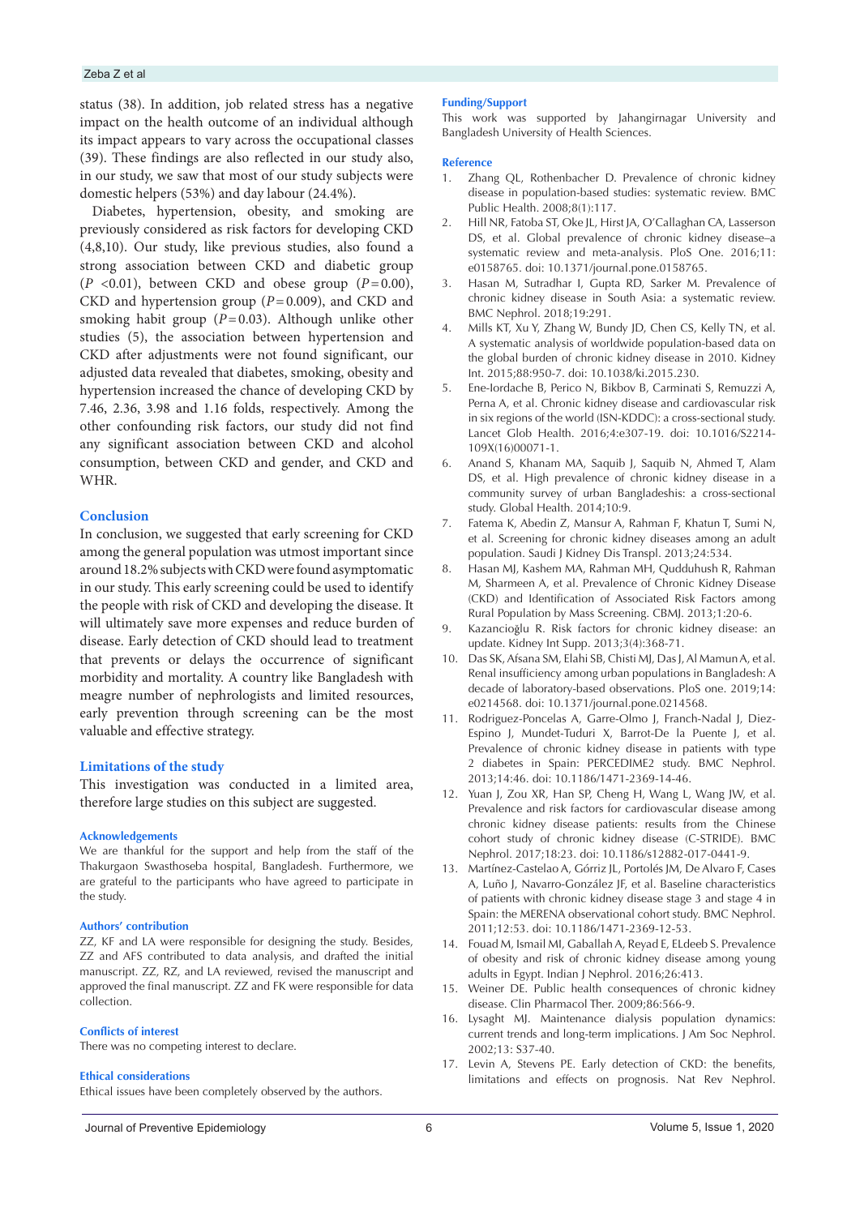status (38). In addition, job related stress has a negative impact on the health outcome of an individual although its impact appears to vary across the occupational classes (39). These findings are also reflected in our study also, in our study, we saw that most of our study subjects were domestic helpers (53%) and day labour (24.4%).

Diabetes, hypertension, obesity, and smoking are previously considered as risk factors for developing CKD (4,8,10). Our study, like previous studies, also found a strong association between CKD and diabetic group ($P$ <0.01), between CKD and obese group ($P$=0.00), CKD and hypertension group ($P$=0.009), and CKD and smoking habit group ($P$=0.03). Although unlike other studies (5), the association between hypertension and CKD after adjustments were not found significant, our adjusted data revealed that diabetes, smoking, obesity and hypertension increased the chance of developing CKD by 7.46, 2.36, 3.98 and 1.16 folds, respectively. Among the other confounding risk factors, our study did not find any significant association between CKD and alcohol consumption, between CKD and gender, and CKD and WHR.

## Conclusion

In conclusion, we suggested that early screening for CKD among the general population was utmost important since around 18.2% subjects with CKD were found asymptomatic in our study. This early screening could be used to identify the people with risk of CKD and developing the disease. It will ultimately save more expenses and reduce burden of disease. Early detection of CKD should lead to treatment that prevents or delays the occurrence of significant morbidity and mortality. A country like Bangladesh with meagre number of nephrologists and limited resources, early prevention through screening can be the most valuable and effective strategy.

## Limitations of the study

This investigation was conducted in a limited area, therefore large studies on this subject are suggested.

### Acknowledgements

We are thankful for the support and help from the staff of the Thakurgaon Swasthoseba hospital, Bangladesh. Furthermore, we are grateful to the participants who have agreed to participate in the study.

### Authors' contribution

ZZ, KF and LA were responsible for designing the study. Besides, ZZ and AFS contributed to data analysis, and drafted the initial manuscript. ZZ, RZ, and LA reviewed, revised the manuscript and approved the final manuscript. ZZ and FK were responsible for data collection.

### Conflicts of interest

There was no competing interest to declare.

### Ethical considerations

Ethical issues have been completely observed by the authors.

### Funding/Support

This work was supported by Jahangirnagar University and Bangladesh University of Health Sciences.

### Reference

1. Zhang QL, Rothenbacher D. Prevalence of chronic kidney disease in population-based studies: systematic review. BMC Public Health. 2008;8(1):117.
2. Hill NR, Fatoba ST, Oke JL, Hirst JA, O'Callaghan CA, Lasserson DS, et al. Global prevalence of chronic kidney disease–a systematic review and meta-analysis. PloS One. 2016;11: e0158765. doi: 10.1371/journal.pone.0158765.
3. Hasan M, Sutradhar I, Gupta RD, Sarker M. Prevalence of chronic kidney disease in South Asia: a systematic review. BMC Nephrol. 2018;19:291.
4. Mills KT, Xu Y, Zhang W, Bundy JD, Chen CS, Kelly TN, et al. A systematic analysis of worldwide population-based data on the global burden of chronic kidney disease in 2010. Kidney Int. 2015;88:950-7. doi: 10.1038/ki.2015.230.
5. Ene-Iordache B, Perico N, Bikbov B, Carminati S, Remuzzi A, Perna A, et al. Chronic kidney disease and cardiovascular risk in six regions of the world (ISN-KDDC): a cross-sectional study. Lancet Glob Health. 2016;4:e307-19. doi: 10.1016/S2214-109X(16)00071-1.
6. Anand S, Khanam MA, Saquib J, Saquib N, Ahmed T, Alam DS, et al. High prevalence of chronic kidney disease in a community survey of urban Bangladeshis: a cross-sectional study. Global Health. 2014;10:9.
7. Fatema K, Abedin Z, Mansur A, Rahman F, Khatun T, Sumi N, et al. Screening for chronic kidney diseases among an adult population. Saudi J Kidney Dis Transpl. 2013;24:534.
8. Hasan MJ, Kashem MA, Rahman MH, Qudduhush R, Rahman M, Sharmeen A, et al. Prevalence of Chronic Kidney Disease (CKD) and Identification of Associated Risk Factors among Rural Population by Mass Screening. CBMJ. 2013;1:20-6.
9. Kazancioğlu R. Risk factors for chronic kidney disease: an update. Kidney Int Supp. 2013;3(4):368-71.
10. Das SK, Afsana SM, Elahi SB, Chisti MJ, Das J, Al Mamun A, et al. Renal insufficiency among urban populations in Bangladesh: A decade of laboratory-based observations. PloS one. 2019;14: e0214568. doi: 10.1371/journal.pone.0214568.
11. Rodriguez-Poncelas A, Garre-Olmo J, Franch-Nadal J, Diez-Espino J, Mundet-Tuduri X, Barrot-De la Puente J, et al. Prevalence of chronic kidney disease in patients with type 2 diabetes in Spain: PERCEDIME2 study. BMC Nephrol. 2013;14:46. doi: 10.1186/1471-2369-14-46.
12. Yuan J, Zou XR, Han SP, Cheng H, Wang L, Wang JW, et al. Prevalence and risk factors for cardiovascular disease among chronic kidney disease patients: results from the Chinese cohort study of chronic kidney disease (C-STRIDE). BMC Nephrol. 2017;18:23. doi: 10.1186/s12882-017-0441-9.
13. Martínez-Castelao A, Górriz JL, Portolés JM, De Alvaro F, Cases A, Luño J, Navarro-González JF, et al. Baseline characteristics of patients with chronic kidney disease stage 3 and stage 4 in Spain: the MERENA observational cohort study. BMC Nephrol. 2011;12:53. doi: 10.1186/1471-2369-12-53.
14. Fouad M, Ismail MI, Gaballah A, Reyad E, ELdeeb S. Prevalence of obesity and risk of chronic kidney disease among young adults in Egypt. Indian J Nephrol. 2016;26:413.
15. Weiner DE. Public health consequences of chronic kidney disease. Clin Pharmacol Ther. 2009;86:566-9.
16. Lysaght MJ. Maintenance dialysis population dynamics: current trends and long-term implications. J Am Soc Nephrol. 2002;13: S37-40.
17. Levin A, Stevens PE. Early detection of CKD: the benefits, limitations and effects on prognosis. Nat Rev Nephrol.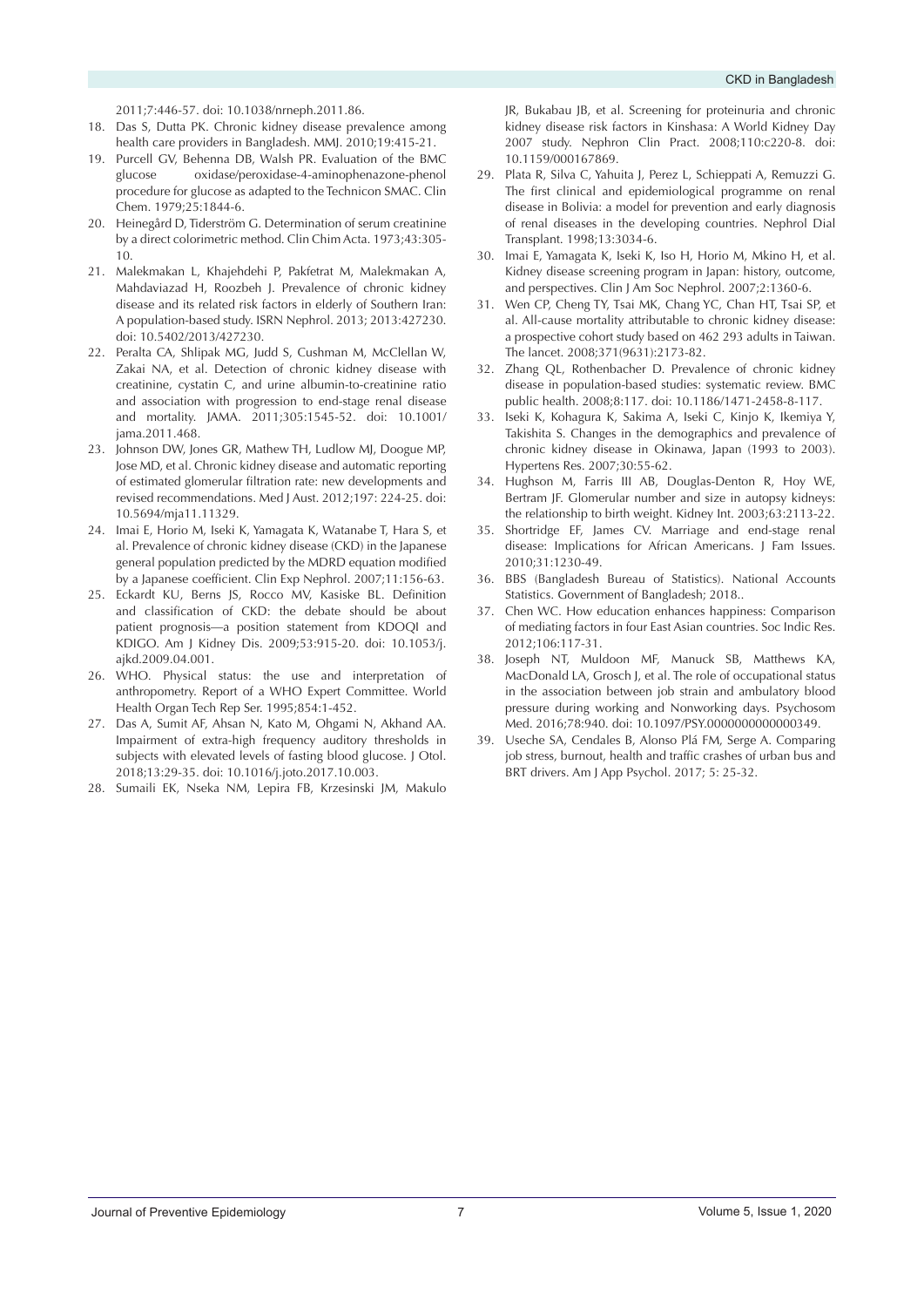2011;7:446-57. doi: 10.1038/nrneph.2011.86.

18. Das S, Dutta PK. Chronic kidney disease prevalence among health care providers in Bangladesh. MMJ. 2010;19:415-21.
19. Purcell GV, Behenna DB, Walsh PR. Evaluation of the BMC glucose oxidase/peroxidase-4-aminophenazone-phenol procedure for glucose as adapted to the Technicon SMAC. Clin Chem. 1979;25:1844-6.
20. Heinegård D, Tiderström G. Determination of serum creatinine by a direct colorimetric method. Clin Chim Acta. 1973;43:305-10.
21. Malekmakan L, Khajehdehi P, Pakfetrat M, Malekmakan A, Mahdaviazad H, Roozbeh J. Prevalence of chronic kidney disease and its related risk factors in elderly of Southern Iran: A population-based study. ISRN Nephrol. 2013; 2013:427230. doi: 10.5402/2013/427230.
22. Peralta CA, Shlipak MG, Judd S, Cushman M, McClellan W, Zakai NA, et al. Detection of chronic kidney disease with creatinine, cystatin C, and urine albumin-to-creatinine ratio and association with progression to end-stage renal disease and mortality. JAMA. 2011;305:1545-52. doi: 10.1001/jama.2011.468.
23. Johnson DW, Jones GR, Mathew TH, Ludlow MJ, Doogue MP, Jose MD, et al. Chronic kidney disease and automatic reporting of estimated glomerular filtration rate: new developments and revised recommendations. Med J Aust. 2012;197: 224-25. doi: 10.5694/mja11.11329.
24. Imai E, Horio M, Iseki K, Yamagata K, Watanabe T, Hara S, et al. Prevalence of chronic kidney disease (CKD) in the Japanese general population predicted by the MDRD equation modified by a Japanese coefficient. Clin Exp Nephrol. 2007;11:156-63.
25. Eckardt KU, Berns JS, Rocco MV, Kasiske BL. Definition and classification of CKD: the debate should be about patient prognosis—a position statement from KDOQI and KDIGO. Am J Kidney Dis. 2009;53:915-20. doi: 10.1053/j.ajkd.2009.04.001.
26. WHO. Physical status: the use and interpretation of anthropometry. Report of a WHO Expert Committee. World Health Organ Tech Rep Ser. 1995;854:1-452.
27. Das A, Sumit AF, Ahsan N, Kato M, Ohgami N, Akhand AA. Impairment of extra-high frequency auditory thresholds in subjects with elevated levels of fasting blood glucose. J Otol. 2018;13:29-35. doi: 10.1016/j.joto.2017.10.003.
28. Sumaili EK, Nseka NM, Lepira FB, Krzesinski JM, Makulo JR, Bukabau JB, et al. Screening for proteinuria and chronic kidney disease risk factors in Kinshasa: A World Kidney Day 2007 study. Nephron Clin Pract. 2008;110:c220-8. doi: 10.1159/000167869.
29. Plata R, Silva C, Yahuita J, Perez L, Schieppati A, Remuzzi G. The first clinical and epidemiological programme on renal disease in Bolivia: a model for prevention and early diagnosis of renal diseases in the developing countries. Nephrol Dial Transplant. 1998;13:3034-6.
30. Imai E, Yamagata K, Iseki K, Iso H, Horio M, Mkino H, et al. Kidney disease screening program in Japan: history, outcome, and perspectives. Clin J Am Soc Nephrol. 2007;2:1360-6.
31. Wen CP, Cheng TY, Tsai MK, Chang YC, Chan HT, Tsai SP, et al. All-cause mortality attributable to chronic kidney disease: a prospective cohort study based on 462 293 adults in Taiwan. The lancet. 2008;371(9631):2173-82.
32. Zhang QL, Rothenbacher D. Prevalence of chronic kidney disease in population-based studies: systematic review. BMC public health. 2008;8:117. doi: 10.1186/1471-2458-8-117.
33. Iseki K, Kohagura K, Sakima A, Iseki C, Kinjo K, Ikemiya Y, Takishita S. Changes in the demographics and prevalence of chronic kidney disease in Okinawa, Japan (1993 to 2003). Hypertens Res. 2007;30:55-62.
34. Hughson M, Farris III AB, Douglas-Denton R, Hoy WE, Bertram JF. Glomerular number and size in autopsy kidneys: the relationship to birth weight. Kidney Int. 2003;63:2113-22.
35. Shortridge EF, James CV. Marriage and end-stage renal disease: Implications for African Americans. J Fam Issues. 2010;31:1230-49.
36. BBS (Bangladesh Bureau of Statistics). National Accounts Statistics. Government of Bangladesh; 2018..
37. Chen WC. How education enhances happiness: Comparison of mediating factors in four East Asian countries. Soc Indic Res. 2012;106:117-31.
38. Joseph NT, Muldoon MF, Manuck SB, Matthews KA, MacDonald LA, Grosch J, et al. The role of occupational status in the association between job strain and ambulatory blood pressure during working and Nonworking days. Psychosom Med. 2016;78:940. doi: 10.1097/PSY.0000000000000349.
39. Useche SA, Cendales B, Alonso Plá FM, Serge A. Comparing job stress, burnout, health and traffic crashes of urban bus and BRT drivers. Am J App Psychol. 2017; 5: 25-32.